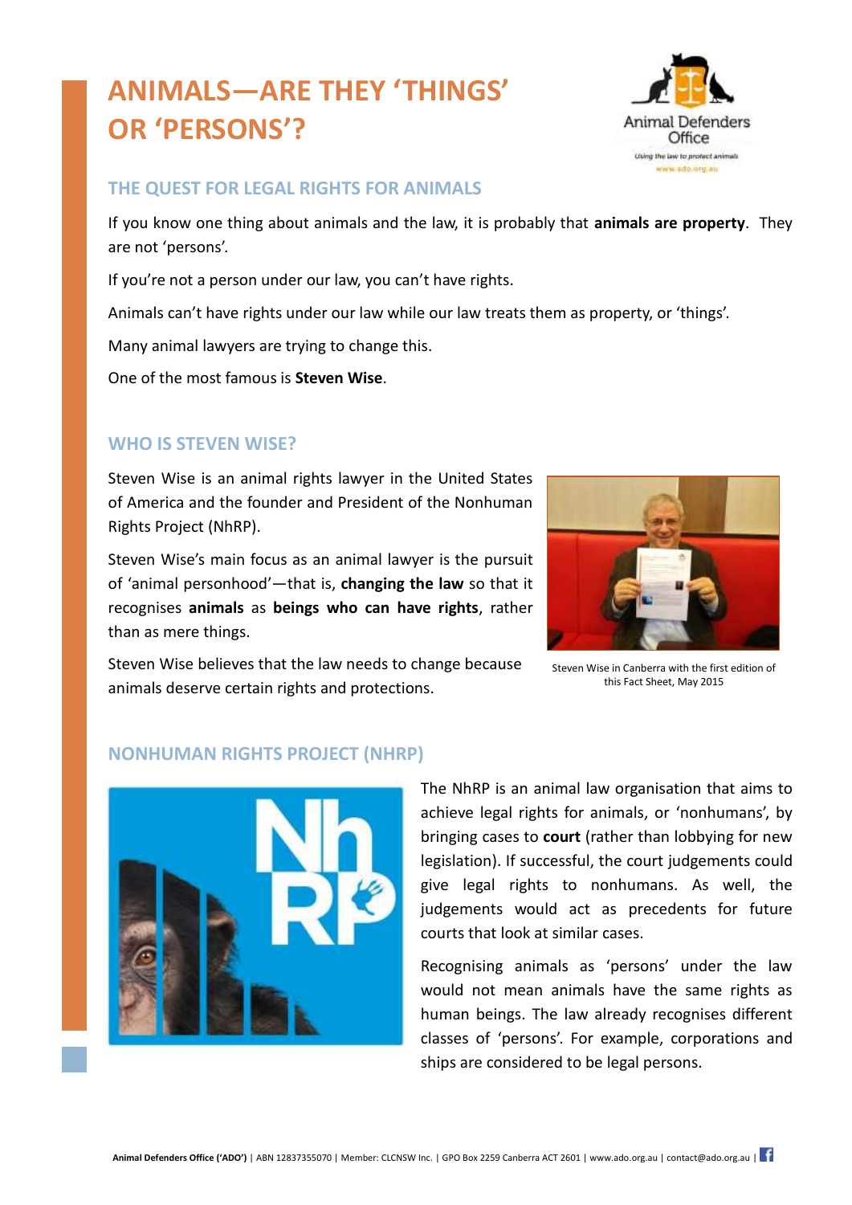# ANIMALS—ARE THEY 'THINGS' OR 'PERSONS'?

## THE QUEST FOR LEGAL RIGHTS FOR ANIMALS

If you know one thing about animals and the law, it is probably that **animals are property**. They are not 'persons'.

If you're not a person under our law, you can't have rights.

Animals can't have rights under our law while our law treats them as property, or 'things'.

Many animal lawyers are trying to change this.

One of the most famous is **Steven Wise**.

## WHO IS STEVEN WISE?

Steven Wise is an animal rights lawyer in the United States of America and the founder and President of the Nonhuman Rights Project (NhRP).

Steven Wise's main focus as an animal lawyer is the pursuit of 'animal personhood'—that is, **changing the law** so that it recognises **animals** as **beings who can have rights**, rather than as mere things.

Steven Wise believes that the law needs to change because animals deserve certain rights and protections.

Steven Wise in Canberra with the first edition of this Fact Sheet, May 2015

## NONHUMAN RIGHTS PROJECT (NHRP)

The NhRP is an animal law organisation that aims to achieve legal rights for animals, or 'nonhumans', by bringing cases to **court** (rather than lobbying for new legislation). If successful, the court judgements could give legal rights to nonhumans. As well, the judgements would act as precedents for future courts that look at similar cases.

Recognising animals as 'persons' under the law would not mean animals have the same rights as human beings. The law already recognises different classes of 'persons'. For example, corporations and ships are considered to be legal persons.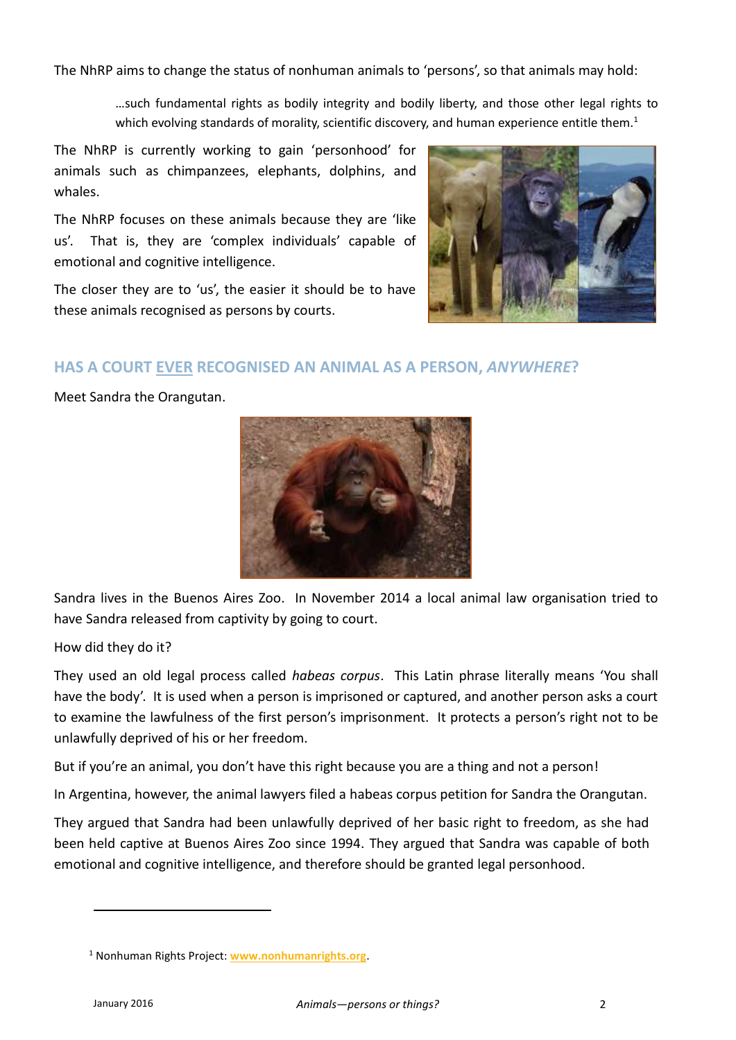The NhRP aims to change the status of nonhuman animals to 'persons', so that animals may hold:

> …such fundamental rights as bodily integrity and bodily liberty, and those other legal rights to which evolving standards of morality, scientific discovery, and human experience entitle them.[1]

The NhRP is currently working to gain 'personhood' for animals such as chimpanzees, elephants, dolphins, and whales.

The NhRP focuses on these animals because they are 'like us'. That is, they are 'complex individuals' capable of emotional and cognitive intelligence.

The closer they are to 'us', the easier it should be to have these animals recognised as persons by courts.

## HAS A COURT <u>EVER</u> RECOGNISED AN ANIMAL AS A PERSON, *ANYWHERE*?

Meet Sandra the Orangutan.

Sandra lives in the Buenos Aires Zoo. In November 2014 a local animal law organisation tried to have Sandra released from captivity by going to court.

How did they do it?

They used an old legal process called *habeas corpus*. This Latin phrase literally means 'You shall have the body'. It is used when a person is imprisoned or captured, and another person asks a court to examine the lawfulness of the first person's imprisonment. It protects a person's right not to be unlawfully deprived of his or her freedom.

But if you're an animal, you don't have this right because you are a thing and not a person!

In Argentina, however, the animal lawyers filed a habeas corpus petition for Sandra the Orangutan.

They argued that Sandra had been unlawfully deprived of her basic right to freedom, as she had been held captive at Buenos Aires Zoo since 1994. They argued that Sandra was capable of both emotional and cognitive intelligence, and therefore should be granted legal personhood.

---

[1] Nonhuman Rights Project: www.nonhumanrights.org.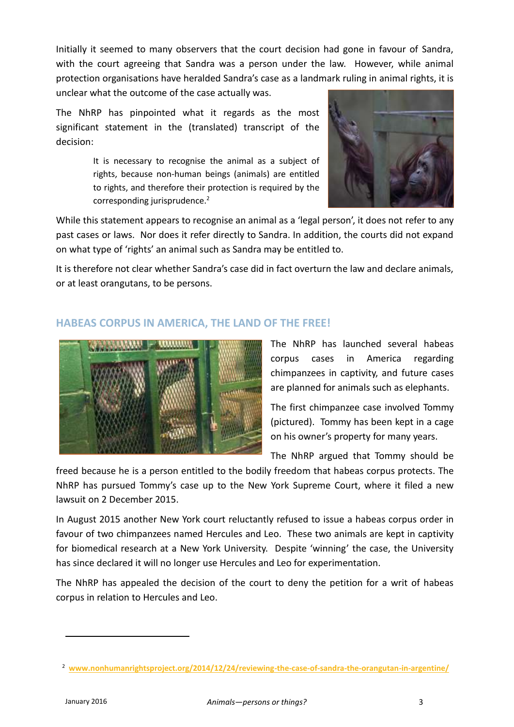Initially it seemed to many observers that the court decision had gone in favour of Sandra, with the court agreeing that Sandra was a person under the law. However, while animal protection organisations have heralded Sandra's case as a landmark ruling in animal rights, it is unclear what the outcome of the case actually was.

The NhRP has pinpointed what it regards as the most significant statement in the (translated) transcript of the decision:

> It is necessary to recognise the animal as a subject of rights, because non-human beings (animals) are entitled to rights, and therefore their protection is required by the corresponding jurisprudence.[2]

While this statement appears to recognise an animal as a 'legal person', it does not refer to any past cases or laws. Nor does it refer directly to Sandra. In addition, the courts did not expand on what type of 'rights' an animal such as Sandra may be entitled to.

It is therefore not clear whether Sandra's case did in fact overturn the law and declare animals, or at least orangutans, to be persons.

## HABEAS CORPUS IN AMERICA, THE LAND OF THE FREE!

The NhRP has launched several habeas corpus cases in America regarding chimpanzees in captivity, and future cases are planned for animals such as elephants.

The first chimpanzee case involved Tommy (pictured). Tommy has been kept in a cage on his owner's property for many years.

The NhRP argued that Tommy should be freed because he is a person entitled to the bodily freedom that habeas corpus protects. The NhRP has pursued Tommy's case up to the New York Supreme Court, where it filed a new lawsuit on 2 December 2015.

In August 2015 another New York court reluctantly refused to issue a habeas corpus order in favour of two chimpanzees named Hercules and Leo. These two animals are kept in captivity for biomedical research at a New York University. Despite 'winning' the case, the University has since declared it will no longer use Hercules and Leo for experimentation.

The NhRP has appealed the decision of the court to deny the petition for a writ of habeas corpus in relation to Hercules and Leo.

---

[2] www.nonhumanrightsproject.org/2014/12/24/reviewing-the-case-of-sandra-the-orangutan-in-argentine/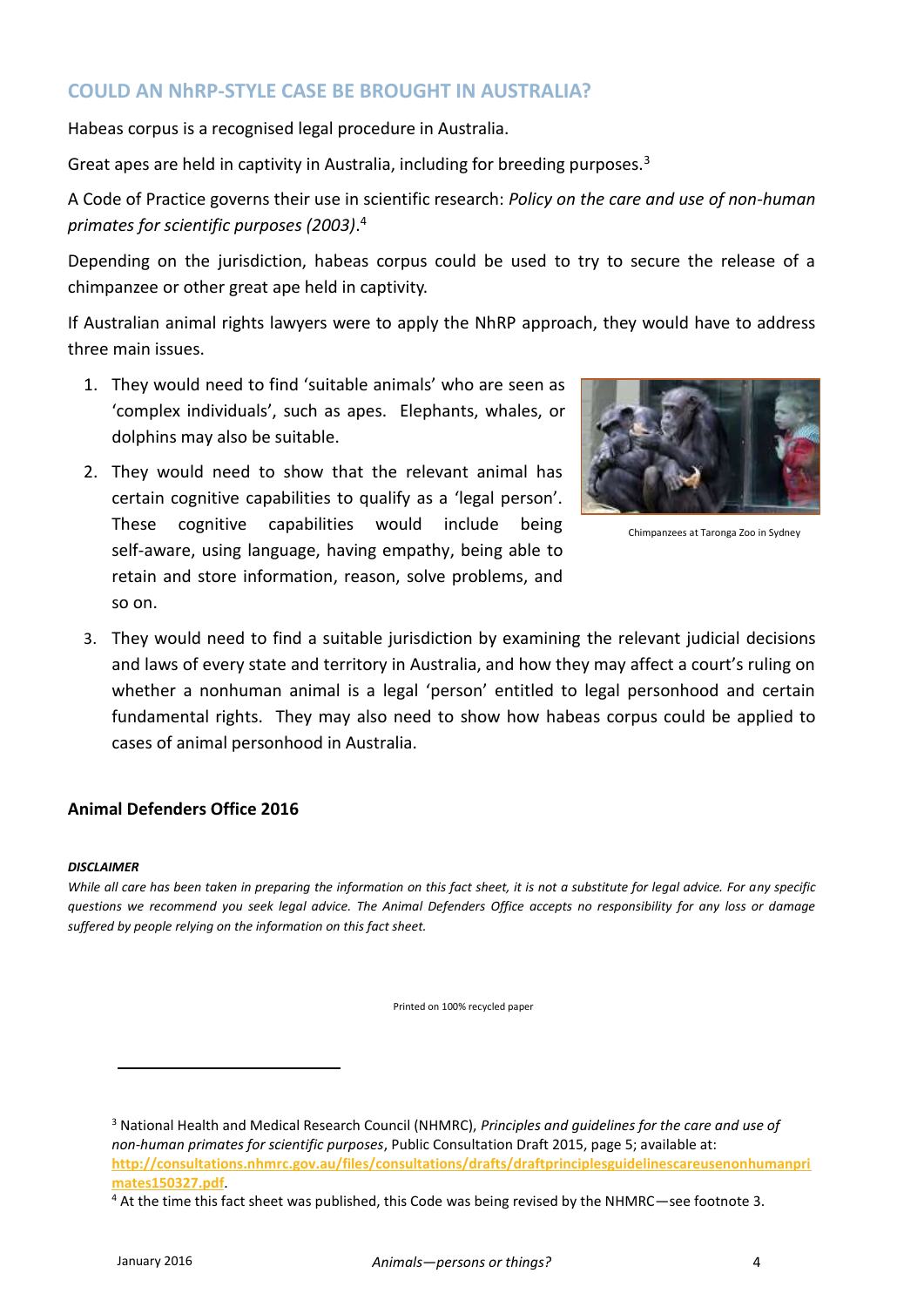## COULD AN NhRP-STYLE CASE BE BROUGHT IN AUSTRALIA?

Habeas corpus is a recognised legal procedure in Australia.

Great apes are held in captivity in Australia, including for breeding purposes.[3]

A Code of Practice governs their use in scientific research: *Policy on the care and use of non-human primates for scientific purposes (2003)*.[4]

Depending on the jurisdiction, habeas corpus could be used to try to secure the release of a chimpanzee or other great ape held in captivity.

If Australian animal rights lawyers were to apply the NhRP approach, they would have to address three main issues.

1. They would need to find 'suitable animals' who are seen as 'complex individuals', such as apes. Elephants, whales, or dolphins may also be suitable.
2. They would need to show that the relevant animal has certain cognitive capabilities to qualify as a 'legal person'. These cognitive capabilities would include being self-aware, using language, having empathy, being able to retain and store information, reason, solve problems, and so on.
3. They would need to find a suitable jurisdiction by examining the relevant judicial decisions and laws of every state and territory in Australia, and how they may affect a court's ruling on whether a nonhuman animal is a legal 'person' entitled to legal personhood and certain fundamental rights. They may also need to show how habeas corpus could be applied to cases of animal personhood in Australia.

Chimpanzees at Taronga Zoo in Sydney

**Animal Defenders Office 2016**

***DISCLAIMER***

*While all care has been taken in preparing the information on this fact sheet, it is not a substitute for legal advice. For any specific questions we recommend you seek legal advice. The Animal Defenders Office accepts no responsibility for any loss or damage suffered by people relying on the information on this fact sheet.*

Printed on 100% recycled paper

---

[3] National Health and Medical Research Council (NHMRC), *Principles and guidelines for the care and use of non-human primates for scientific purposes*, Public Consultation Draft 2015, page 5; available at: **http://consultations.nhmrc.gov.au/files/consultations/drafts/draftprinciplesguidelinescareusenonhumanprimates150327.pdf**.

[4] At the time this fact sheet was published, this Code was being revised by the NHMRC—see footnote 3.